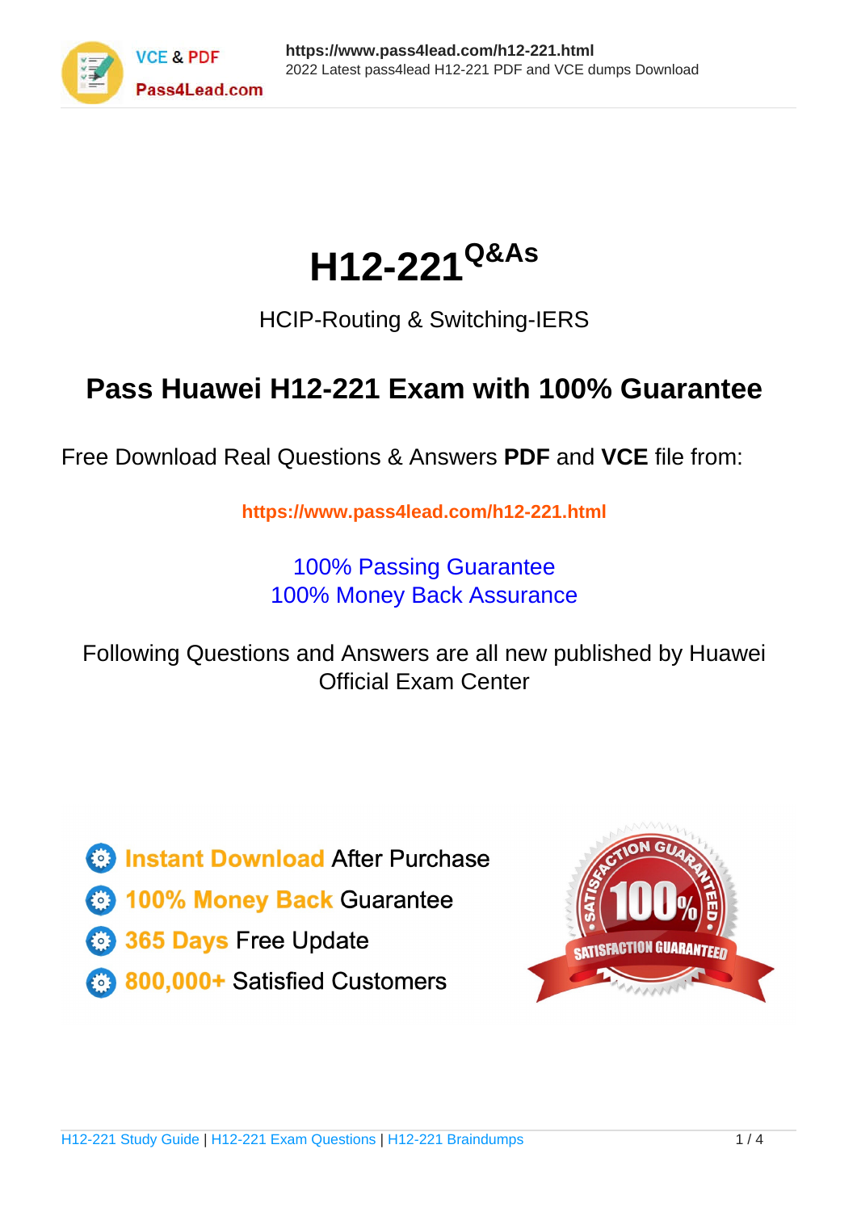# H12-221[Q&As]

HCIP-Routing & Switching-IERS

## Pass Huawei H12-221 Exam with 100% Guarantee

Free Download Real Questions & Answers **PDF** and **VCE** file from:

**https://www.pass4lead.com/h12-221.html**

100% Passing Guarantee
100% Money Back Assurance

Following Questions and Answers are all new published by Huawei Official Exam Center

- **Instant Download** After Purchase
- **100% Money Back** Guarantee
- **365 Days** Free Update
- **800,000+** Satisfied Customers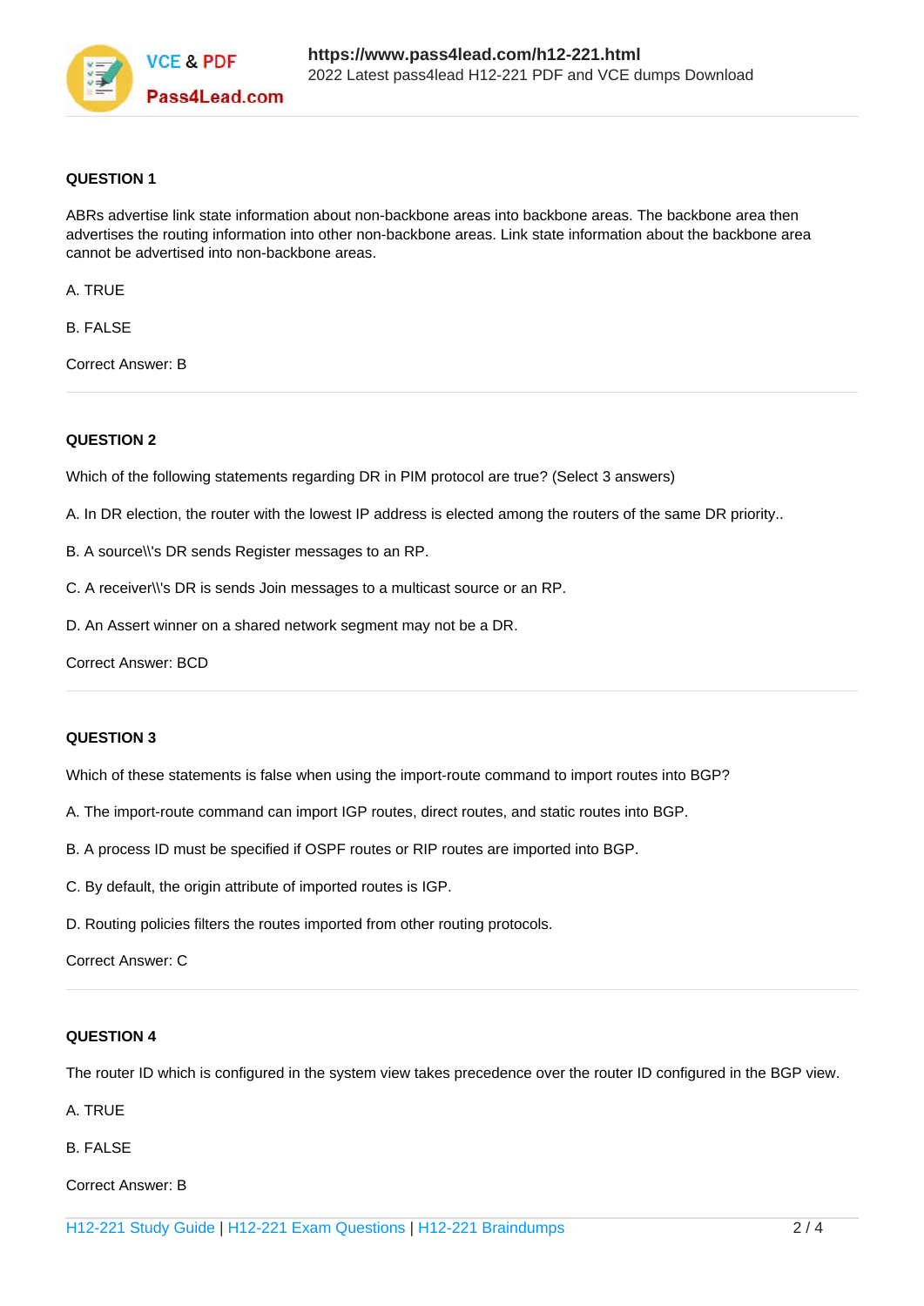**QUESTION 1**

ABRs advertise link state information about non-backbone areas into backbone areas. The backbone area then advertises the routing information into other non-backbone areas. Link state information about the backbone area cannot be advertised into non-backbone areas.

A. TRUE

B. FALSE

Correct Answer: B

**QUESTION 2**

Which of the following statements regarding DR in PIM protocol are true? (Select 3 answers)

A. In DR election, the router with the lowest IP address is elected among the routers of the same DR priority..

B. A source\\'s DR sends Register messages to an RP.

C. A receiver\\'s DR is sends Join messages to a multicast source or an RP.

D. An Assert winner on a shared network segment may not be a DR.

Correct Answer: BCD

**QUESTION 3**

Which of these statements is false when using the import-route command to import routes into BGP?

A. The import-route command can import IGP routes, direct routes, and static routes into BGP.

B. A process ID must be specified if OSPF routes or RIP routes are imported into BGP.

C. By default, the origin attribute of imported routes is IGP.

D. Routing policies filters the routes imported from other routing protocols.

Correct Answer: C

**QUESTION 4**

The router ID which is configured in the system view takes precedence over the router ID configured in the BGP view.

A. TRUE

B. FALSE

Correct Answer: B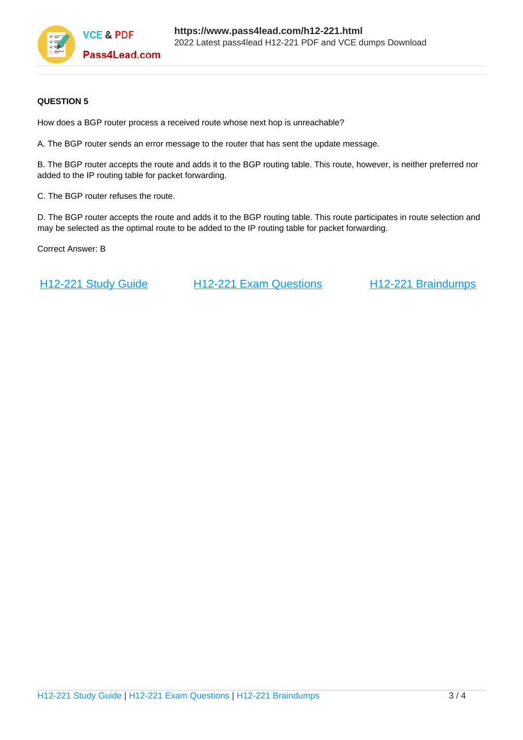**QUESTION 5**

How does a BGP router process a received route whose next hop is unreachable?

A. The BGP router sends an error message to the router that has sent the update message.

B. The BGP router accepts the route and adds it to the BGP routing table. This route, however, is neither preferred nor added to the IP routing table for packet forwarding.

C. The BGP router refuses the route.

D. The BGP router accepts the route and adds it to the BGP routing table. This route participates in route selection and may be selected as the optimal route to be added to the IP routing table for packet forwarding.

Correct Answer: B

H12-221 Study Guide | H12-221 Exam Questions | H12-221 Braindumps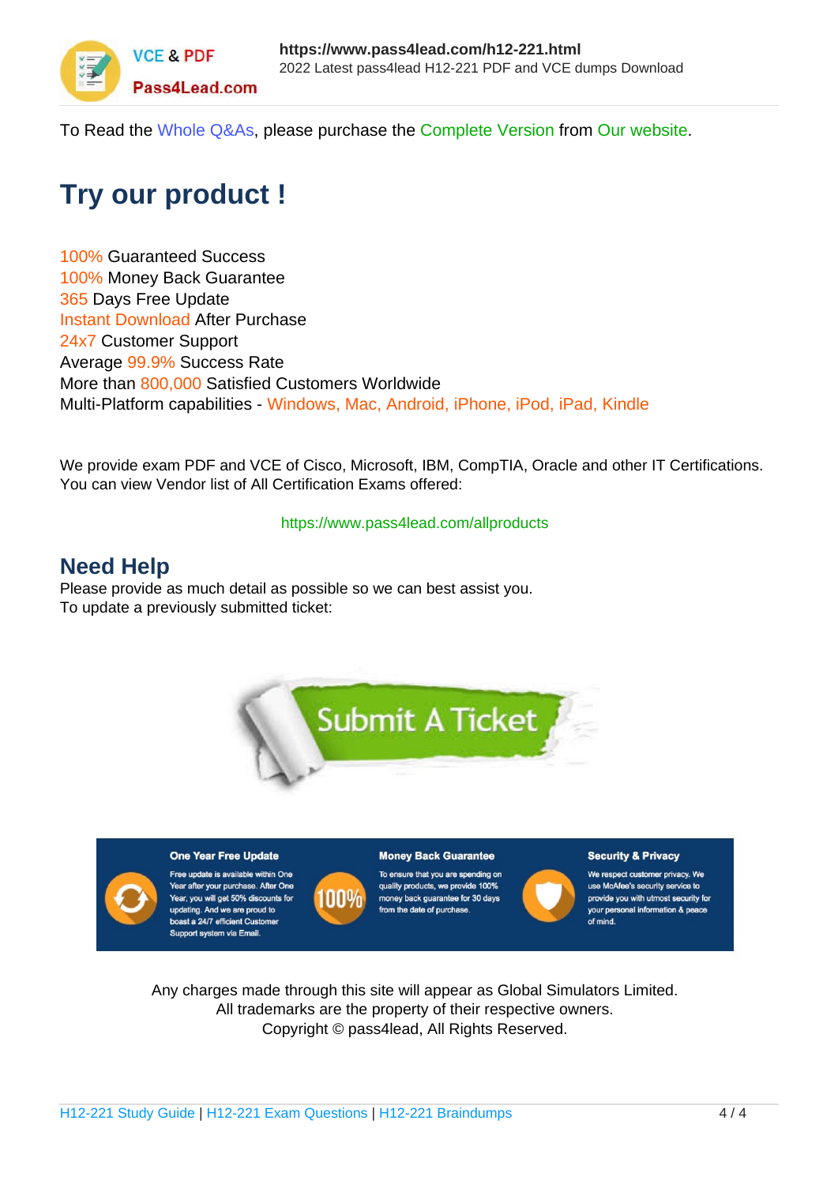To Read the Whole Q&As, please purchase the Complete Version from Our website.

# Try our product !

100% Guaranteed Success
100% Money Back Guarantee
365 Days Free Update
Instant Download After Purchase
24x7 Customer Support
Average 99.9% Success Rate
More than 800,000 Satisfied Customers Worldwide
Multi-Platform capabilities - Windows, Mac, Android, iPhone, iPod, iPad, Kindle

We provide exam PDF and VCE of Cisco, Microsoft, IBM, CompTIA, Oracle and other IT Certifications.
You can view Vendor list of All Certification Exams offered:

https://www.pass4lead.com/allproducts

## Need Help

Please provide as much detail as possible so we can best assist you.
To update a previously submitted ticket:

Submit A Ticket

**One Year Free Update**
Free update is available within One Year after your purchase. After One Year, you will get 50% discounts for updating. And we are proud to boast a 24/7 efficient Customer Support system via Email.

**Money Back Guarantee**
To ensure that you are spending on quality products, we provide 100% money back guarantee for 30 days from the date of purchase.

**Security & Privacy**
We respect customer privacy. We use McAfee's security service to provide you with utmost security for your personal information & peace of mind.

Any charges made through this site will appear as Global Simulators Limited.
All trademarks are the property of their respective owners.
Copyright © pass4lead, All Rights Reserved.